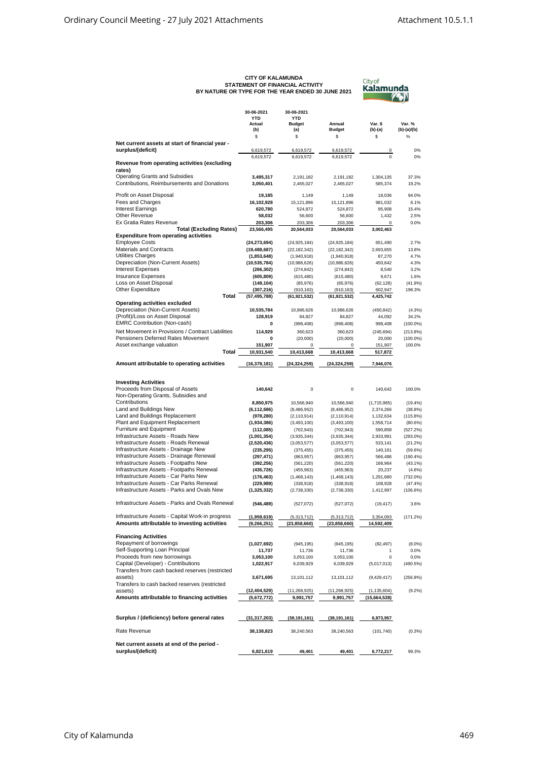**CITY OF KALAMUNDA**
**STATEMENT OF FINANCIAL ACTIVITY**
**BY NATURE OR TYPE FOR THE YEAR ENDED 30 JUNE 2021**

| | 30-06-2021 YTD Actual (b) | 30-06-2021 YTD Budget (a) | Annual Budget | Var. $ (b)-(a) | Var. % (b)-(a)/(b) |
|---|---|---|---|---|---|
| | $ | $ | $ | $ | % |
| **Net current assets at start of financial year - surplus/(deficit)** | 6,619,572 | 6,619,572 | 6,619,572 | 0 | 0% |
| | 6,619,572 | 6,619,572 | 6,619,572 | 0 | 0% |
| **Revenue from operating activities (excluding rates)** | | | | | |
| Operating Grants and Subsidies | **3,495,317** | 2,191,182 | 2,191,182 | 1,304,135 | 37.3% |
| Contributions, Reimbursements and Donations | **3,050,401** | 2,465,027 | 2,465,027 | 585,374 | 19.2% |
| Profit on Asset Disposal | **19,185** | 1,149 | 1,149 | 18,036 | 94.0% |
| Fees and Charges | **16,102,928** | 15,121,896 | 15,121,896 | 981,032 | 6.1% |
| Interest Earnings | **620,780** | 524,872 | 524,872 | 95,908 | 15.4% |
| Other Revenue | **58,032** | 56,600 | 56,600 | 1,432 | 2.5% |
| Ex Gratia Rates Revenue | **203,306** | 203,306 | 203,306 | 0 | 0.0% |
| **Total (Excluding Rates)** | **23,566,495** | **20,564,033** | **20,564,033** | **3,002,463** | |
| **Expenditure from operating activities** | | | | | |
| Employee Costs | **(24,273,694)** | (24,925,184) | (24,925,184) | 651,490 | 2.7% |
| Materials and Contracts | **(19,488,687)** | (22,182,342) | (22,182,342) | 2,693,655 | 13.8% |
| Utilities Charges | **(1,853,648)** | (1,940,918) | (1,940,918) | 87,270 | 4.7% |
| Depreciation (Non-Current Assets) | **(10,535,784)** | (10,986,626) | (10,986,626) | 450,842 | 4.3% |
| Interest Expenses | **(266,302)** | (274,842) | (274,842) | 8,540 | 3.2% |
| Insurance Expenses | **(605,809)** | (615,480) | (615,480) | 9,671 | 1.6% |
| Loss on Asset Disposal | **(148,104)** | (85,976) | (85,976) | (62,128) | (41.9%) |
| Other Expenditure | **(307,216)** | (910,163) | (910,163) | 602,947 | 196.3% |
| **Total** | **(57,495,788)** | **(61,921,532)** | **(61,921,532)** | **4,425,742** | |
| **Operating activities excluded** | | | | | |
| Depreciation (Non-Current Assets) | **10,535,784** | 10,986,626 | 10,986,626 | (450,842) | (4.3%) |
| (Profit)/Loss on Asset Disposal | **128,919** | 84,827 | 84,827 | 44,092 | 34.2% |
| EMRC Contribution (Non-cash) | **0** | (998,408) | (998,408) | 998,408 | (100.0%) |
| Net Movement in Provisions / Contract Liabilities | **114,929** | 360,623 | 360,623 | (245,694) | (213.8%) |
| Pensioners Deferred Rates Movement | **0** | (20,000) | (20,000) | 20,000 | (100.0%) |
| Asset exchange valuation | **151,907** | 0 | 0 | 151,907 | 100.0% |
| **Total** | **10,931,540** | **10,413,668** | **10,413,668** | **517,872** | |
| **Amount attributable to operating activities** | **(16,378,181)** | **(24,324,259)** | **(24,324,259)** | **7,946,076** | |
| **Investing Activities** | | | | | |
| Proceeds from Disposal of Assets | **140,642** | 0 | 0 | 140,642 | 100.0% |
| Non-Operating Grants, Subsidies and Contributions | **8,850,975** | 10,566,940 | 10,566,940 | (1,715,965) | (19.4%) |
| Land and Buildings New | **(6,112,686)** | (8,486,952) | (8,486,952) | 2,374,266 | (38.8%) |
| Land and Buildings Replacement | **(978,280)** | (2,110,914) | (2,110,914) | 1,132,634 | (115.8%) |
| Plant and Equipment Replacement | **(1,934,386)** | (3,493,100) | (3,493,100) | 1,558,714 | (80.6%) |
| Furniture and Equipment | **(112,085)** | (702,943) | (702,943) | 590,858 | (527.2%) |
| Infrastructure Assets - Roads New | **(1,001,354)** | (3,935,344) | (3,935,344) | 2,933,991 | (293.0%) |
| Infrastructure Assets - Roads Renewal | **(2,520,436)** | (3,053,577) | (3,053,577) | 533,141 | (21.2%) |
| Infrastructure Assets - Drainage New | **(235,295)** | (375,455) | (375,455) | 140,161 | (59.6%) |
| Infrastructure Assets - Drainage Renewal | **(297,471)** | (863,957) | (863,957) | 566,486 | (190.4%) |
| Infrastructure Assets - Footpaths New | **(392,256)** | (561,220) | (561,220) | 168,964 | (43.1%) |
| Infrastructure Assets - Footpaths Renewal | **(435,726)** | (455,963) | (455,963) | 20,237 | (4.6%) |
| Infrastructure Assets - Car Parks New | **(176,463)** | (1,468,143) | (1,468,143) | 1,291,680 | (732.0%) |
| Infrastructure Assets - Car Parks Renewal | **(229,989)** | (338,918) | (338,918) | 108,928 | (47.4%) |
| Infrastructure Assets - Parks and Ovals New | **(1,325,332)** | (2,738,330) | (2,738,330) | 1,412,997 | (106.6%) |
| Infrastructure Assets - Parks and Ovals Renewal | **(546,489)** | (527,072) | (527,072) | (19,417) | 3.6% |
| Infrastructure Assets - Capital Work-in progress | **(1,959,619)** | (5,313,712) | (5,313,712) | 3,354,093 | (171.2%) |
| **Amounts attributable to investing activities** | **(9,266,251)** | **(23,858,660)** | **(23,858,660)** | **14,592,409** | |
| **Financing Activities** | | | | | |
| Repayment of borrowings | **(1,027,692)** | (945,195) | (945,195) | (82,497) | (8.0%) |
| Self-Supporting Loan Principal | **11,737** | 11,736 | 11,736 | 1 | 0.0% |
| Proceeds from new borrowings | **3,053,100** | 3,053,100 | 3,053,100 | 0 | 0.0% |
| Capital (Developer) - Contributions | **1,022,917** | 6,039,929 | 6,039,929 | (5,017,013) | (490.5%) |
| Transfers from cash backed reserves (restricted assets) | **3,671,695** | 13,101,112 | 13,101,112 | (9,429,417) | (256.8%) |
| Transfers to cash backed reserves (restricted assets) | **(12,404,529)** | (11,268,925) | (11,268,925) | (1,135,604) | (9.2%) |
| **Amounts attributable to financing activities** | **(5,672,772)** | **9,991,757** | **9,991,757** | **(15,664,528)** | |
| **Surplus / (deficiency) before general rates** | **(31,317,203)** | **(38,191,161)** | **(38,191,161)** | **6,873,957** | |
| Rate Revenue | **38,138,823** | 38,240,563 | 38,240,563 | (101,740) | (0.3%) |
| **Net current assets at end of the period - surplus/(deficit)** | **6,821,619** | **49,401** | **49,401** | **6,772,217** | 99.3% |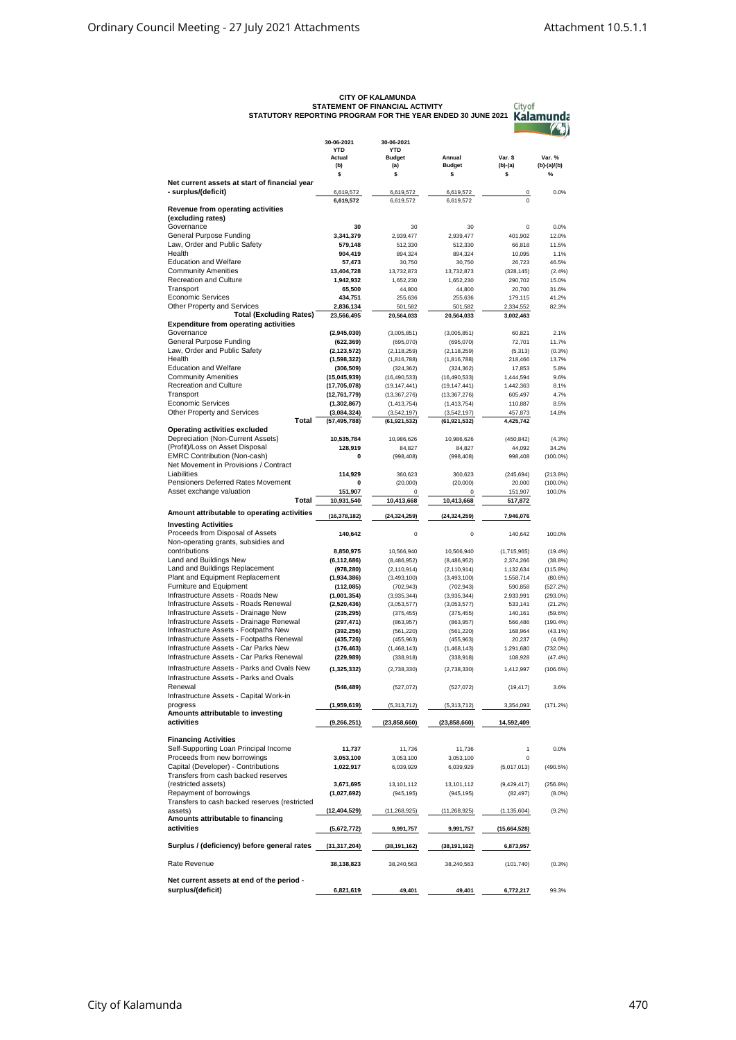**CITY OF KALAMUNDA**
**STATEMENT OF FINANCIAL ACTIVITY**
**STATUTORY REPORTING PROGRAM FOR THE YEAR ENDED 30 JUNE 2021**

| | 30-06-2021 YTD Actual (b) $ | 30-06-2021 YTD Budget (a) $ | Annual Budget $ | Var. $ (b)-(a) $ | Var. % (b)-(a)/(b) % |
|---|---|---|---|---|---|
| **Net current assets at start of financial year - surplus/(deficit)** | 6,619,572 | 6,619,572 | 6,619,572 | 0 | 0.0% |
| | 6,619,572 | 6,619,572 | 6,619,572 | 0 | |
| **Revenue from operating activities (excluding rates)** | | | | | |
| Governance | 30 | 30 | 30 | 0 | 0.0% |
| General Purpose Funding | 3,341,379 | 2,939,477 | 2,939,477 | 401,902 | 12.0% |
| Law, Order and Public Safety | 579,148 | 512,330 | 512,330 | 66,818 | 11.5% |
| Health | 904,419 | 894,324 | 894,324 | 10,095 | 1.1% |
| Education and Welfare | 57,473 | 30,750 | 30,750 | 26,723 | 46.5% |
| Community Amenities | 13,404,728 | 13,732,873 | 13,732,873 | (328,145) | (2.4%) |
| Recreation and Culture | 1,942,932 | 1,652,230 | 1,652,230 | 290,702 | 15.0% |
| Transport | 65,500 | 44,800 | 44,800 | 20,700 | 31.6% |
| Economic Services | 434,751 | 255,636 | 255,636 | 179,115 | 41.2% |
| Other Property and Services | 2,836,134 | 501,582 | 501,582 | 2,334,552 | 82.3% |
| **Total (Excluding Rates)** | 23,566,495 | 20,564,033 | 20,564,033 | 3,002,463 | |
| **Expenditure from operating activities** | | | | | |
| Governance | (2,945,030) | (3,005,851) | (3,005,851) | 60,821 | 2.1% |
| General Purpose Funding | (622,369) | (695,070) | (695,070) | 72,701 | 11.7% |
| Law, Order and Public Safety | (2,123,572) | (2,118,259) | (2,118,259) | (5,313) | (0.3%) |
| Health | (1,598,322) | (1,816,788) | (1,816,788) | 218,466 | 13.7% |
| Education and Welfare | (306,509) | (324,362) | (324,362) | 17,853 | 5.8% |
| Community Amenities | (15,045,939) | (16,490,533) | (16,490,533) | 1,444,594 | 9.6% |
| Recreation and Culture | (17,705,078) | (19,147,441) | (19,147,441) | 1,442,363 | 8.1% |
| Transport | (12,761,779) | (13,367,276) | (13,367,276) | 605,497 | 4.7% |
| Economic Services | (1,302,867) | (1,413,754) | (1,413,754) | 110,887 | 8.5% |
| Other Property and Services | (3,084,324) | (3,542,197) | (3,542,197) | 457,873 | 14.8% |
| **Total** | (57,495,788) | (61,921,532) | (61,921,532) | 4,425,742 | |
| **Operating activities excluded** | | | | | |
| Depreciation (Non-Current Assets) | 10,535,784 | 10,986,626 | 10,986,626 | (450,842) | (4.3%) |
| (Profit)/Loss on Asset Disposal | 128,919 | 84,827 | 84,827 | 44,092 | 34.2% |
| EMRC Contribution (Non-cash) | 0 | (998,408) | (998,408) | 998,408 | (100.0%) |
| Net Movement in Provisions / Contract Liabilities | 114,929 | 360,623 | 360,623 | (245,694) | (213.8%) |
| Pensioners Deferred Rates Movement | 0 | (20,000) | (20,000) | 20,000 | (100.0%) |
| Asset exchange valuation | 151,907 | 0 | 0 | 151,907 | 100.0% |
| **Total** | 10,931,540 | 10,413,668 | 10,413,668 | 517,872 | |
| **Amount attributable to operating activities** | (16,378,182) | (24,324,259) | (24,324,259) | 7,946,076 | |
| **Investing Activities** | | | | | |
| Proceeds from Disposal of Assets | 140,642 | 0 | 0 | 140,642 | 100.0% |
| Non-operating grants, subsidies and contributions | 8,850,975 | 10,566,940 | 10,566,940 | (1,715,965) | (19.4%) |
| Land and Buildings New | (6,112,686) | (8,486,952) | (8,486,952) | 2,374,266 | (38.8%) |
| Land and Buildings Replacement | (978,280) | (2,110,914) | (2,110,914) | 1,132,634 | (115.8%) |
| Plant and Equipment Replacement | (1,934,386) | (3,493,100) | (3,493,100) | 1,558,714 | (80.6%) |
| Furniture and Equipment | (112,085) | (702,943) | (702,943) | 590,858 | (527.2%) |
| Infrastructure Assets - Roads New | (1,001,354) | (3,935,344) | (3,935,344) | 2,933,991 | (293.0%) |
| Infrastructure Assets - Roads Renewal | (2,520,436) | (3,053,577) | (3,053,577) | 533,141 | (21.2%) |
| Infrastructure Assets - Drainage New | (235,295) | (375,455) | (375,455) | 140,161 | (59.6%) |
| Infrastructure Assets - Drainage Renewal | (297,471) | (863,957) | (863,957) | 566,486 | (190.4%) |
| Infrastructure Assets - Footpaths New | (392,256) | (561,220) | (561,220) | 168,964 | (43.1%) |
| Infrastructure Assets - Footpaths Renewal | (435,726) | (455,963) | (455,963) | 20,237 | (4.6%) |
| Infrastructure Assets - Car Parks New | (176,463) | (1,468,143) | (1,468,143) | 1,291,680 | (732.0%) |
| Infrastructure Assets - Car Parks Renewal | (229,989) | (338,918) | (338,918) | 108,928 | (47.4%) |
| Infrastructure Assets - Parks and Ovals New | (1,325,332) | (2,738,330) | (2,738,330) | 1,412,997 | (106.6%) |
| Infrastructure Assets - Parks and Ovals Renewal | (546,489) | (527,072) | (527,072) | (19,417) | 3.6% |
| Infrastructure Assets - Capital Work-in progress | (1,959,619) | (5,313,712) | (5,313,712) | 3,354,093 | (171.2%) |
| **Amounts attributable to investing activities** | (9,266,251) | (23,858,660) | (23,858,660) | 14,592,409 | |
| **Financing Activities** | | | | | |
| Self-Supporting Loan Principal Income | 11,737 | 11,736 | 11,736 | 1 | 0.0% |
| Proceeds from new borrowings | 3,053,100 | 3,053,100 | 3,053,100 | 0 | |
| Capital (Developer) - Contributions | 1,022,917 | 6,039,929 | 6,039,929 | (5,017,013) | (490.5%) |
| Transfers from cash backed reserves (restricted assets) | 3,671,695 | 13,101,112 | 13,101,112 | (9,429,417) | (256.8%) |
| Repayment of borrowings | (1,027,692) | (945,195) | (945,195) | (82,497) | (8.0%) |
| Transfers to cash backed reserves (restricted assets) | (12,404,529) | (11,268,925) | (11,268,925) | (1,135,604) | (9.2%) |
| **Amounts attributable to financing activities** | (5,672,772) | 9,991,757 | 9,991,757 | (15,664,528) | |
| **Surplus / (deficiency) before general rates** | (31,317,204) | (38,191,162) | (38,191,162) | 6,873,957 | |
| Rate Revenue | 38,138,823 | 38,240,563 | 38,240,563 | (101,740) | (0.3%) |
| **Net current assets at end of the period - surplus/(deficit)** | 6,821,619 | 49,401 | 49,401 | 6,772,217 | 99.3% |